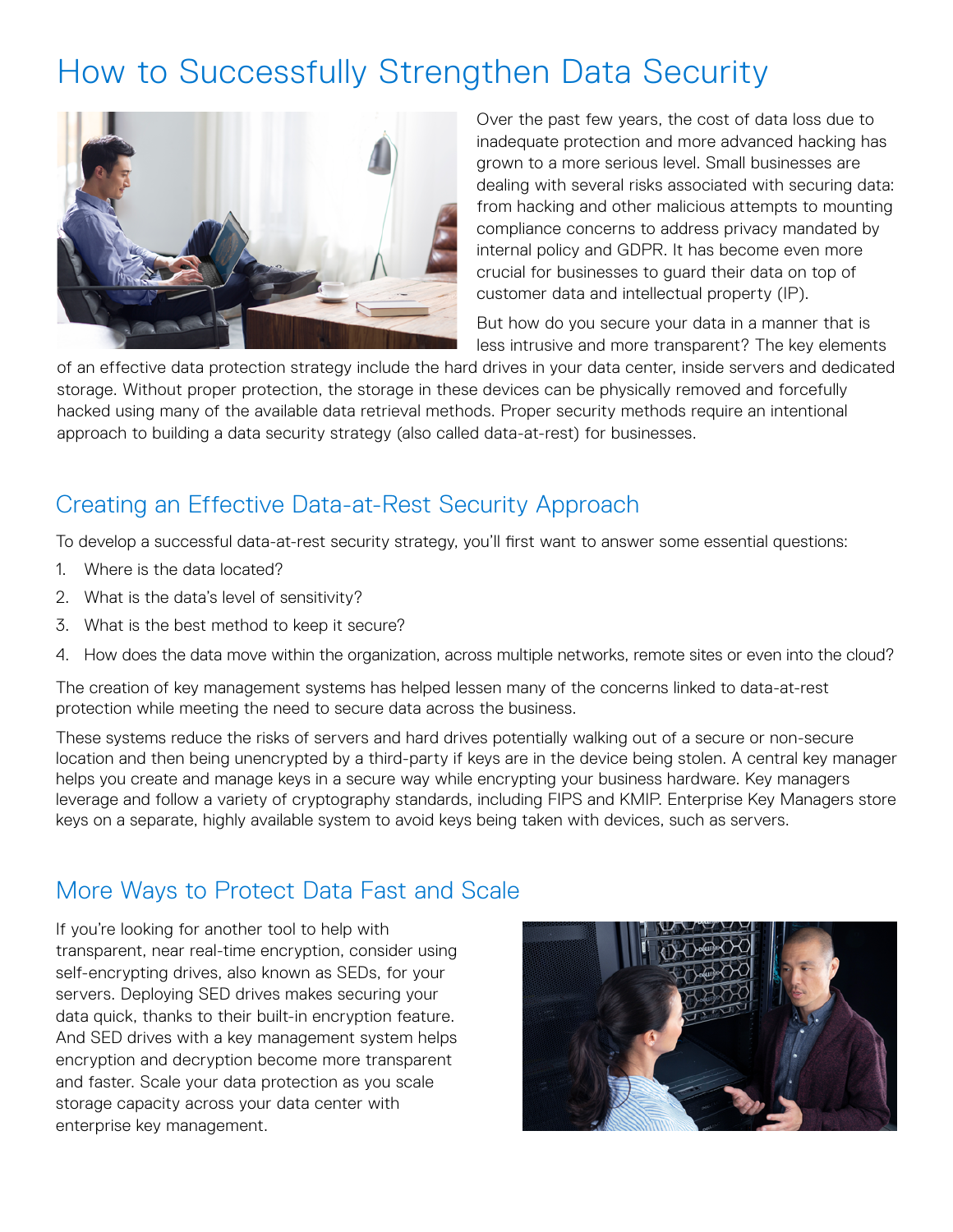# How to Successfully Strengthen Data Security

Over the past few years, the cost of data loss due to inadequate protection and more advanced hacking has grown to a more serious level. Small businesses are dealing with several risks associated with securing data: from hacking and other malicious attempts to mounting compliance concerns to address privacy mandated by internal policy and GDPR. It has become even more crucial for businesses to guard their data on top of customer data and intellectual property (IP).

But how do you secure your data in a manner that is less intrusive and more transparent? The key elements of an effective data protection strategy include the hard drives in your data center, inside servers and dedicated storage. Without proper protection, the storage in these devices can be physically removed and forcefully hacked using many of the available data retrieval methods. Proper security methods require an intentional approach to building a data security strategy (also called data-at-rest) for businesses.

## Creating an Effective Data-at-Rest Security Approach

To develop a successful data-at-rest security strategy, you'll first want to answer some essential questions:

1. Where is the data located?
2. What is the data's level of sensitivity?
3. What is the best method to keep it secure?
4. How does the data move within the organization, across multiple networks, remote sites or even into the cloud?

The creation of key management systems has helped lessen many of the concerns linked to data-at-rest protection while meeting the need to secure data across the business.

These systems reduce the risks of servers and hard drives potentially walking out of a secure or non-secure location and then being unencrypted by a third-party if keys are in the device being stolen. A central key manager helps you create and manage keys in a secure way while encrypting your business hardware. Key managers leverage and follow a variety of cryptography standards, including FIPS and KMIP. Enterprise Key Managers store keys on a separate, highly available system to avoid keys being taken with devices, such as servers.

## More Ways to Protect Data Fast and Scale

If you're looking for another tool to help with transparent, near real-time encryption, consider using self-encrypting drives, also known as SEDs, for your servers. Deploying SED drives makes securing your data quick, thanks to their built-in encryption feature. And SED drives with a key management system helps encryption and decryption become more transparent and faster. Scale your data protection as you scale storage capacity across your data center with enterprise key management.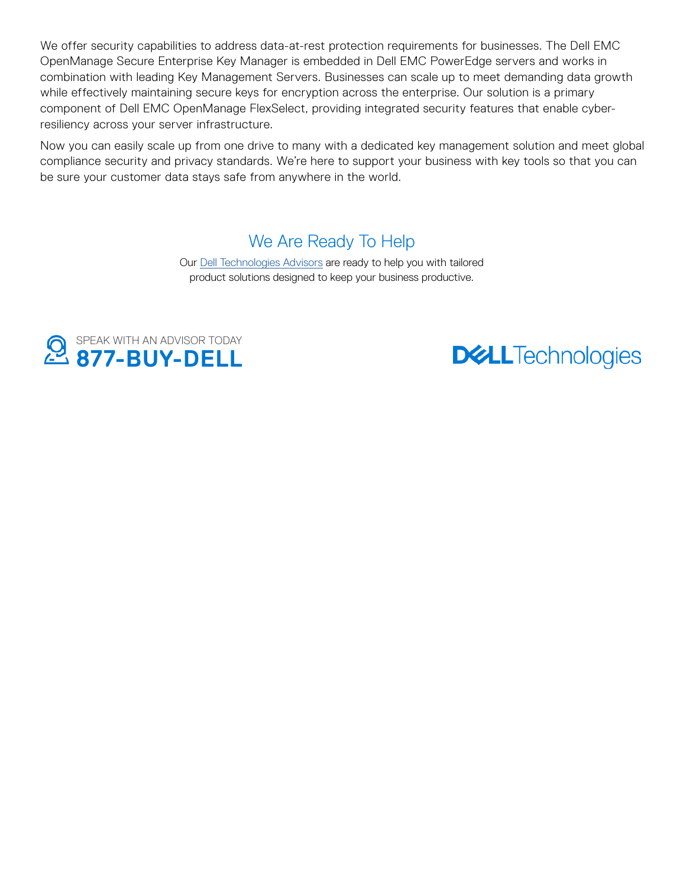We offer security capabilities to address data-at-rest protection requirements for businesses. The Dell EMC OpenManage Secure Enterprise Key Manager is embedded in Dell EMC PowerEdge servers and works in combination with leading Key Management Servers. Businesses can scale up to meet demanding data growth while effectively maintaining secure keys for encryption across the enterprise. Our solution is a primary component of Dell EMC OpenManage FlexSelect, providing integrated security features that enable cyber-resiliency across your server infrastructure.

Now you can easily scale up from one drive to many with a dedicated key management solution and meet global compliance security and privacy standards. We're here to support your business with key tools so that you can be sure your customer data stays safe from anywhere in the world.

## We Are Ready To Help

Our Dell Technologies Advisors are ready to help you with tailored product solutions designed to keep your business productive.

SPEAK WITH AN ADVISOR TODAY

**877-BUY-DELL**

DELL Technologies